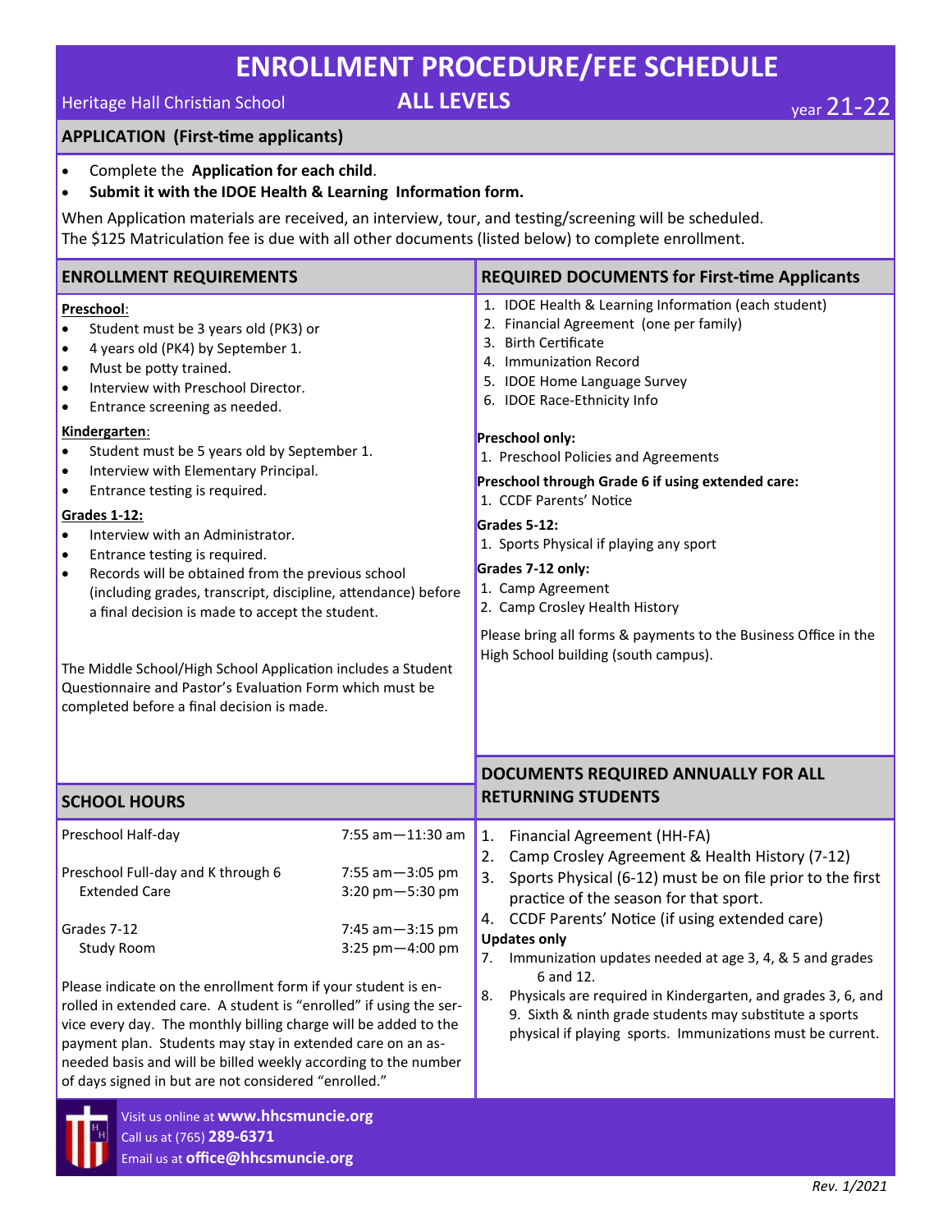# ENROLLMENT PROCEDURE/FEE SCHEDULE

Heritage Hall Christian School **ALL LEVELS** year 21-22

## APPLICATION (First-time applicants)

- Complete the **Application for each child**.
- **Submit it with the IDOE Health & Learning Information form.**

When Application materials are received, an interview, tour, and testing/screening will be scheduled.
The $125 Matriculation fee is due with all other documents (listed below) to complete enrollment.

## ENROLLMENT REQUIREMENTS

**Preschool**:

- Student must be 3 years old (PK3) or
- 4 years old (PK4) by September 1.
- Must be potty trained.
- Interview with Preschool Director.
- Entrance screening as needed.

**Kindergarten**:

- Student must be 5 years old by September 1.
- Interview with Elementary Principal.
- Entrance testing is required.

**Grades 1-12:**

- Interview with an Administrator.
- Entrance testing is required.
- Records will be obtained from the previous school (including grades, transcript, discipline, attendance) before a final decision is made to accept the student.

The Middle School/High School Application includes a Student Questionnaire and Pastor's Evaluation Form which must be completed before a final decision is made.

## REQUIRED DOCUMENTS for First-time Applicants

1. IDOE Health & Learning Information (each student)
2. Financial Agreement (one per family)
3. Birth Certificate
4. Immunization Record
5. IDOE Home Language Survey
6. IDOE Race-Ethnicity Info

**Preschool only:**

1. Preschool Policies and Agreements

**Preschool through Grade 6 if using extended care:**

1. CCDF Parents' Notice

**Grades 5-12:**

1. Sports Physical if playing any sport

**Grades 7-12 only:**

1. Camp Agreement
2. Camp Crosley Health History

Please bring all forms & payments to the Business Office in the High School building (south campus).

## SCHOOL HOURS

| | |
|---|---|
| Preschool Half-day | 7:55 am—11:30 am |
| Preschool Full-day and K through 6 | 7:55 am—3:05 pm |
| Extended Care | 3:20 pm—5:30 pm |
| Grades 7-12 | 7:45 am—3:15 pm |
| Study Room | 3:25 pm—4:00 pm |

Please indicate on the enrollment form if your student is enrolled in extended care. A student is "enrolled" if using the service every day. The monthly billing charge will be added to the payment plan. Students may stay in extended care on an as-needed basis and will be billed weekly according to the number of days signed in but are not considered "enrolled."

## DOCUMENTS REQUIRED ANNUALLY FOR ALL RETURNING STUDENTS

1. Financial Agreement (HH-FA)
2. Camp Crosley Agreement & Health History (7-12)
3. Sports Physical (6-12) must be on file prior to the first practice of the season for that sport.
4. CCDF Parents' Notice (if using extended care)

**Updates only**

7. Immunization updates needed at age 3, 4, & 5 and grades 6 and 12.
8. Physicals are required in Kindergarten, and grades 3, 6, and 9. Sixth & ninth grade students may substitute a sports physical if playing sports. Immunizations must be current.

Visit us online at **www.hhcsmuncie.org**
Call us at (765) **289-6371**
Email us at **office@hhcsmuncie.org**

*Rev. 1/2021*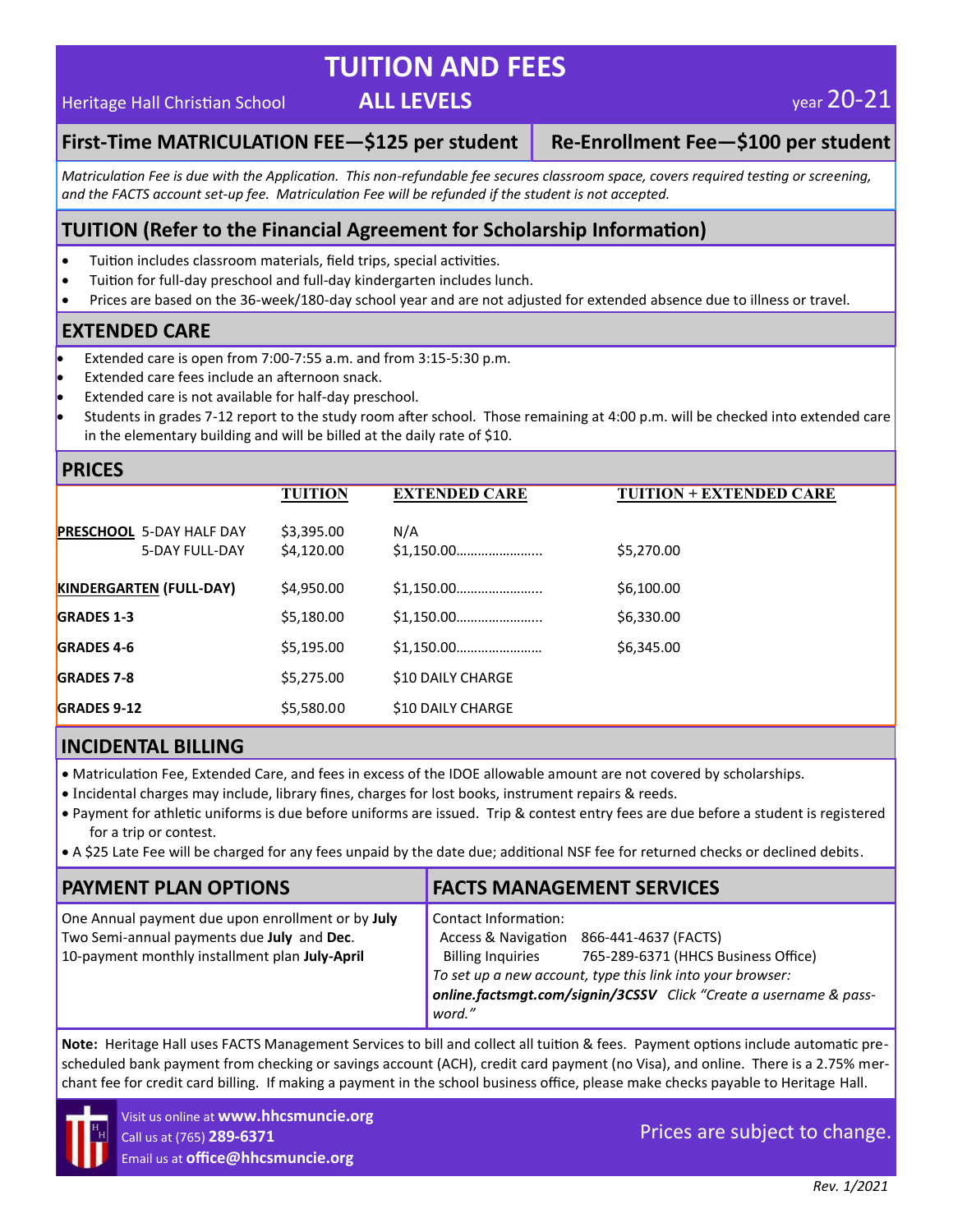# TUITION AND FEES

Heritage Hall Christian School **ALL LEVELS** year 20-21

## First-Time MATRICULATION FEE—$125 per student | Re-Enrollment Fee—$100 per student

*Matriculation Fee is due with the Application. This non-refundable fee secures classroom space, covers required testing or screening, and the FACTS account set-up fee. Matriculation Fee will be refunded if the student is not accepted.*

## TUITION (Refer to the Financial Agreement for Scholarship Information)

- Tuition includes classroom materials, field trips, special activities.
- Tuition for full-day preschool and full-day kindergarten includes lunch.
- Prices are based on the 36-week/180-day school year and are not adjusted for extended absence due to illness or travel.

## EXTENDED CARE

- Extended care is open from 7:00-7:55 a.m. and from 3:15-5:30 p.m.
- Extended care fees include an afternoon snack.
- Extended care is not available for half-day preschool.
- Students in grades 7-12 report to the study room after school. Those remaining at 4:00 p.m. will be checked into extended care in the elementary building and will be billed at the daily rate of $10.

## PRICES

| | TUITION | EXTENDED CARE | TUITION + EXTENDED CARE |
|---|---|---|---|
| **PRESCHOOL** 5-DAY HALF DAY | $3,395.00 | N/A | |
| 5-DAY FULL-DAY | $4,120.00 | $1,150.00 | $5,270.00 |
| **KINDERGARTEN (FULL-DAY)** | $4,950.00 | $1,150.00 | $6,100.00 |
| **GRADES 1-3** | $5,180.00 | $1,150.00 | $6,330.00 |
| **GRADES 4-6** | $5,195.00 | $1,150.00 | $6,345.00 |
| **GRADES 7-8** | $5,275.00 | $10 DAILY CHARGE | |
| **GRADES 9-12** | $5,580.00 | $10 DAILY CHARGE | |

## INCIDENTAL BILLING

- Matriculation Fee, Extended Care, and fees in excess of the IDOE allowable amount are not covered by scholarships.
- Incidental charges may include, library fines, charges for lost books, instrument repairs & reeds.
- Payment for athletic uniforms is due before uniforms are issued. Trip & contest entry fees are due before a student is registered for a trip or contest.
- A $25 Late Fee will be charged for any fees unpaid by the date due; additional NSF fee for returned checks or declined debits.

## PAYMENT PLAN OPTIONS

One Annual payment due upon enrollment or by **July**
Two Semi-annual payments due **July** and **Dec**.
10-payment monthly installment plan **July-April**

## FACTS MANAGEMENT SERVICES

Contact Information:
Access & Navigation 866-441-4637 (FACTS)
Billing Inquiries 765-289-6371 (HHCS Business Office)
*To set up a new account, type this link into your browser:*
***online.factsmgt.com/signin/3CSSV*** *Click "Create a username & password."*

**Note:** Heritage Hall uses FACTS Management Services to bill and collect all tuition & fees. Payment options include automatic prescheduled bank payment from checking or savings account (ACH), credit card payment (no Visa), and online. There is a 2.75% merchant fee for credit card billing. If making a payment in the school business office, please make checks payable to Heritage Hall.

Visit us online at **www.hhcsmuncie.org**
Call us at (765) **289-6371**
Email us at **office@hhcsmuncie.org**

Prices are subject to change.

*Rev. 1/2021*